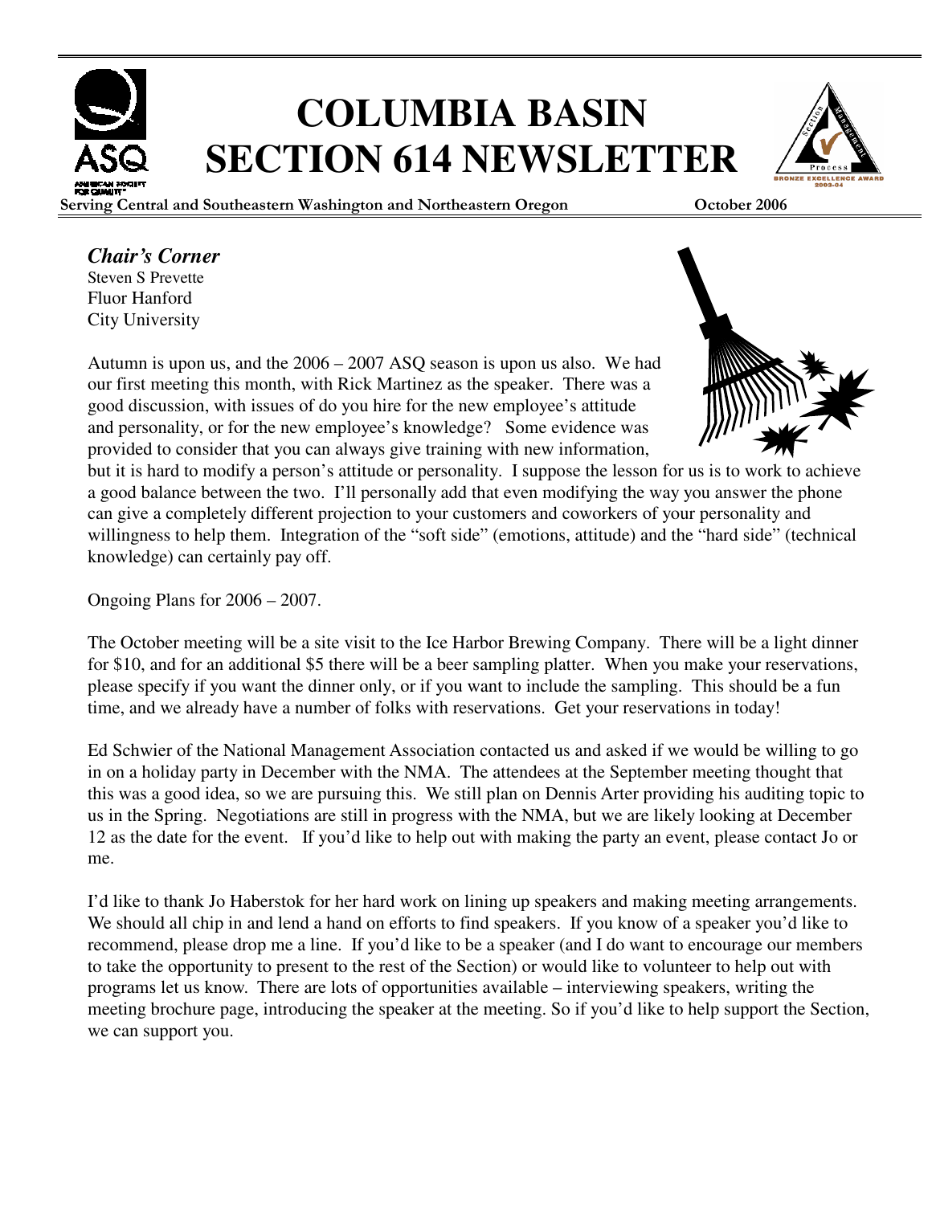# COLUMBIA BASIN SECTION 614 NEWSLETTER

**Serving Central and Southeastern Washington and Northeastern Oregon** **October 2006**

## *Chair's Corner*

Steven S Prevette
Fluor Hanford
City University

Autumn is upon us, and the 2006 – 2007 ASQ season is upon us also. We had our first meeting this month, with Rick Martinez as the speaker. There was a good discussion, with issues of do you hire for the new employee's attitude and personality, or for the new employee's knowledge? Some evidence was provided to consider that you can always give training with new information, but it is hard to modify a person's attitude or personality. I suppose the lesson for us is to work to achieve a good balance between the two. I'll personally add that even modifying the way you answer the phone can give a completely different projection to your customers and coworkers of your personality and willingness to help them. Integration of the "soft side" (emotions, attitude) and the "hard side" (technical knowledge) can certainly pay off.

Ongoing Plans for 2006 – 2007.

The October meeting will be a site visit to the Ice Harbor Brewing Company. There will be a light dinner for $10, and for an additional $5 there will be a beer sampling platter. When you make your reservations, please specify if you want the dinner only, or if you want to include the sampling. This should be a fun time, and we already have a number of folks with reservations. Get your reservations in today!

Ed Schwier of the National Management Association contacted us and asked if we would be willing to go in on a holiday party in December with the NMA. The attendees at the September meeting thought that this was a good idea, so we are pursuing this. We still plan on Dennis Arter providing his auditing topic to us in the Spring. Negotiations are still in progress with the NMA, but we are likely looking at December 12 as the date for the event. If you'd like to help out with making the party an event, please contact Jo or me.

I'd like to thank Jo Haberstok for her hard work on lining up speakers and making meeting arrangements. We should all chip in and lend a hand on efforts to find speakers. If you know of a speaker you'd like to recommend, please drop me a line. If you'd like to be a speaker (and I do want to encourage our members to take the opportunity to present to the rest of the Section) or would like to volunteer to help out with programs let us know. There are lots of opportunities available – interviewing speakers, writing the meeting brochure page, introducing the speaker at the meeting. So if you'd like to help support the Section, we can support you.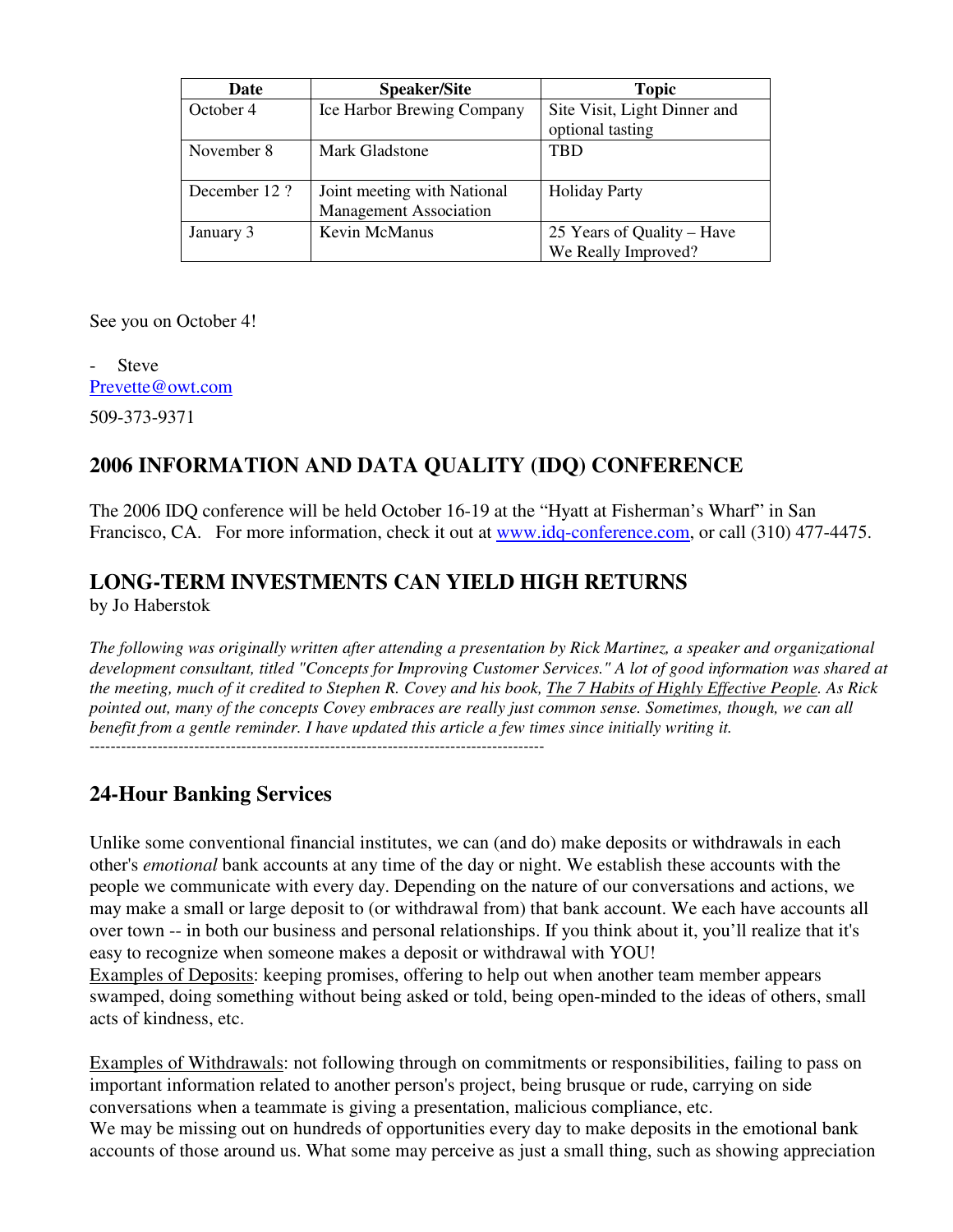| Date | Speaker/Site | Topic |
| --- | --- | --- |
| October 4 | Ice Harbor Brewing Company | Site Visit, Light Dinner and optional tasting |
| November 8 | Mark Gladstone | TBD |
| December 12 ? | Joint meeting with National Management Association | Holiday Party |
| January 3 | Kevin McManus | 25 Years of Quality – Have We Really Improved? |

See you on October 4!

- Steve

Prevette@owt.com

509-373-9371

## 2006 INFORMATION AND DATA QUALITY (IDQ) CONFERENCE

The 2006 IDQ conference will be held October 16-19 at the "Hyatt at Fisherman's Wharf" in San Francisco, CA. For more information, check it out at www.idq-conference.com, or call (310) 477-4475.

## LONG-TERM INVESTMENTS CAN YIELD HIGH RETURNS

by Jo Haberstok

*The following was originally written after attending a presentation by Rick Martinez, a speaker and organizational development consultant, titled "Concepts for Improving Customer Services." A lot of good information was shared at the meeting, much of it credited to Stephen R. Covey and his book, The 7 Habits of Highly Effective People. As Rick pointed out, many of the concepts Covey embraces are really just common sense. Sometimes, though, we can all benefit from a gentle reminder. I have updated this article a few times since initially writing it.*

---

## 24-Hour Banking Services

Unlike some conventional financial institutes, we can (and do) make deposits or withdrawals in each other's *emotional* bank accounts at any time of the day or night. We establish these accounts with the people we communicate with every day. Depending on the nature of our conversations and actions, we may make a small or large deposit to (or withdrawal from) that bank account. We each have accounts all over town -- in both our business and personal relationships. If you think about it, you'll realize that it's easy to recognize when someone makes a deposit or withdrawal with YOU!

Examples of Deposits: keeping promises, offering to help out when another team member appears swamped, doing something without being asked or told, being open-minded to the ideas of others, small acts of kindness, etc.

Examples of Withdrawals: not following through on commitments or responsibilities, failing to pass on important information related to another person's project, being brusque or rude, carrying on side conversations when a teammate is giving a presentation, malicious compliance, etc.

We may be missing out on hundreds of opportunities every day to make deposits in the emotional bank accounts of those around us. What some may perceive as just a small thing, such as showing appreciation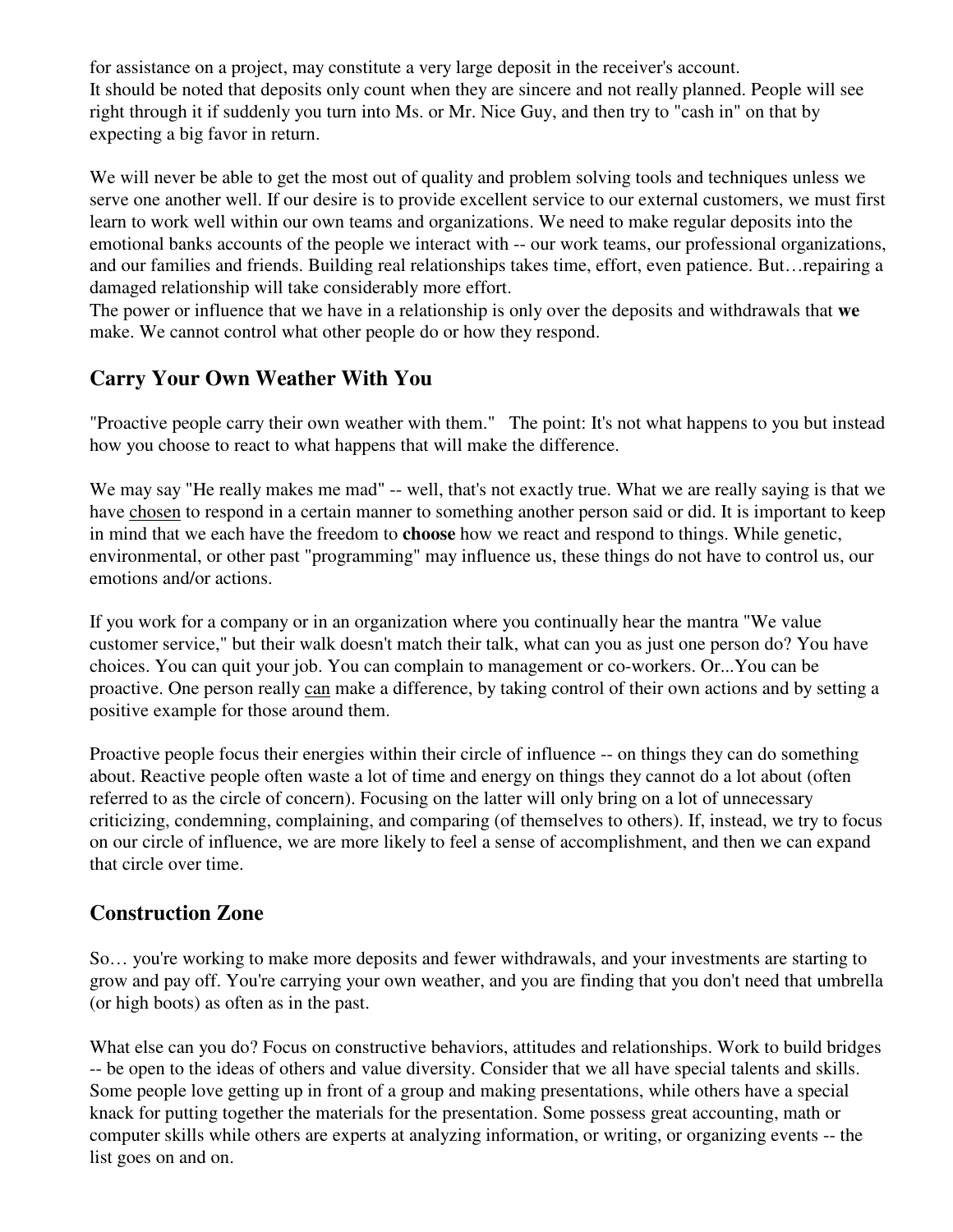for assistance on a project, may constitute a very large deposit in the receiver's account.
It should be noted that deposits only count when they are sincere and not really planned. People will see right through it if suddenly you turn into Ms. or Mr. Nice Guy, and then try to "cash in" on that by expecting a big favor in return.

We will never be able to get the most out of quality and problem solving tools and techniques unless we serve one another well. If our desire is to provide excellent service to our external customers, we must first learn to work well within our own teams and organizations. We need to make regular deposits into the emotional banks accounts of the people we interact with -- our work teams, our professional organizations, and our families and friends. Building real relationships takes time, effort, even patience. But…repairing a damaged relationship will take considerably more effort.
The power or influence that we have in a relationship is only over the deposits and withdrawals that **we** make. We cannot control what other people do or how they respond.

## Carry Your Own Weather With You

"Proactive people carry their own weather with them." The point: It's not what happens to you but instead how you choose to react to what happens that will make the difference.

We may say "He really makes me mad" -- well, that's not exactly true. What we are really saying is that we have <u>chosen</u> to respond in a certain manner to something another person said or did. It is important to keep in mind that we each have the freedom to **choose** how we react and respond to things. While genetic, environmental, or other past "programming" may influence us, these things do not have to control us, our emotions and/or actions.

If you work for a company or in an organization where you continually hear the mantra "We value customer service," but their walk doesn't match their talk, what can you as just one person do? You have choices. You can quit your job. You can complain to management or co-workers. Or...You can be proactive. One person really <u>can</u> make a difference, by taking control of their own actions and by setting a positive example for those around them.

Proactive people focus their energies within their circle of influence -- on things they can do something about. Reactive people often waste a lot of time and energy on things they cannot do a lot about (often referred to as the circle of concern). Focusing on the latter will only bring on a lot of unnecessary criticizing, condemning, complaining, and comparing (of themselves to others). If, instead, we try to focus on our circle of influence, we are more likely to feel a sense of accomplishment, and then we can expand that circle over time.

## Construction Zone

So… you're working to make more deposits and fewer withdrawals, and your investments are starting to grow and pay off. You're carrying your own weather, and you are finding that you don't need that umbrella (or high boots) as often as in the past.

What else can you do? Focus on constructive behaviors, attitudes and relationships. Work to build bridges -- be open to the ideas of others and value diversity. Consider that we all have special talents and skills. Some people love getting up in front of a group and making presentations, while others have a special knack for putting together the materials for the presentation. Some possess great accounting, math or computer skills while others are experts at analyzing information, or writing, or organizing events -- the list goes on and on.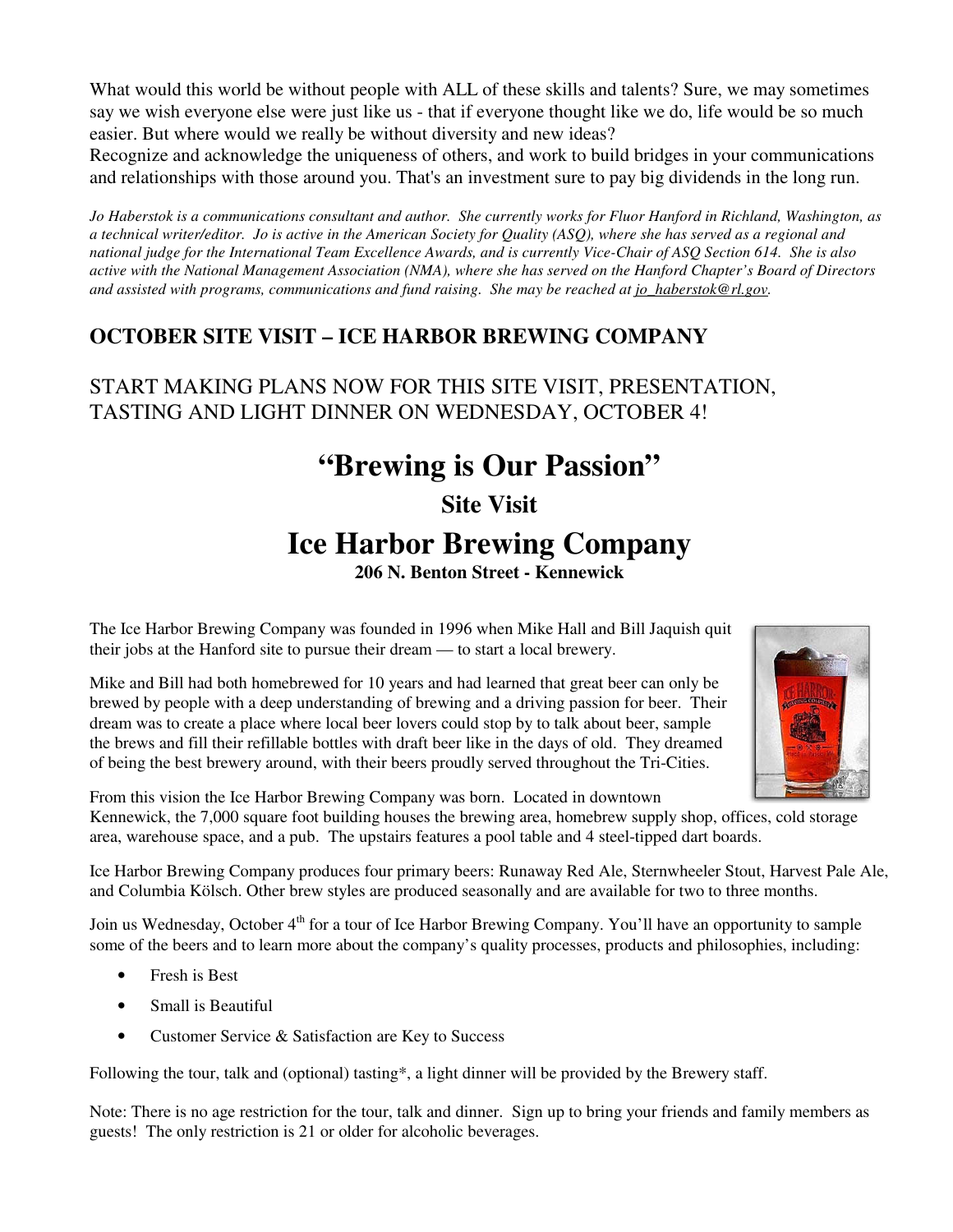What would this world be without people with ALL of these skills and talents? Sure, we may sometimes say we wish everyone else were just like us - that if everyone thought like we do, life would be so much easier. But where would we really be without diversity and new ideas?
Recognize and acknowledge the uniqueness of others, and work to build bridges in your communications and relationships with those around you. That's an investment sure to pay big dividends in the long run.

*Jo Haberstok is a communications consultant and author. She currently works for Fluor Hanford in Richland, Washington, as a technical writer/editor. Jo is active in the American Society for Quality (ASQ), where she has served as a regional and national judge for the International Team Excellence Awards, and is currently Vice-Chair of ASQ Section 614. She is also active with the National Management Association (NMA), where she has served on the Hanford Chapter's Board of Directors and assisted with programs, communications and fund raising. She may be reached at jo_haberstok@rl.gov.*

## OCTOBER SITE VISIT – ICE HARBOR BREWING COMPANY

START MAKING PLANS NOW FOR THIS SITE VISIT, PRESENTATION, TASTING AND LIGHT DINNER ON WEDNESDAY, OCTOBER 4!

# "Brewing is Our Passion"

### Site Visit

# Ice Harbor Brewing Company

**206 N. Benton Street - Kennewick**

The Ice Harbor Brewing Company was founded in 1996 when Mike Hall and Bill Jaquish quit their jobs at the Hanford site to pursue their dream — to start a local brewery.

Mike and Bill had both homebrewed for 10 years and had learned that great beer can only be brewed by people with a deep understanding of brewing and a driving passion for beer. Their dream was to create a place where local beer lovers could stop by to talk about beer, sample the brews and fill their refillable bottles with draft beer like in the days of old. They dreamed of being the best brewery around, with their beers proudly served throughout the Tri-Cities.

From this vision the Ice Harbor Brewing Company was born. Located in downtown Kennewick, the 7,000 square foot building houses the brewing area, homebrew supply shop, offices, cold storage area, warehouse space, and a pub. The upstairs features a pool table and 4 steel-tipped dart boards.

Ice Harbor Brewing Company produces four primary beers: Runaway Red Ale, Sternwheeler Stout, Harvest Pale Ale, and Columbia Kölsch. Other brew styles are produced seasonally and are available for two to three months.

Join us Wednesday, October 4th for a tour of Ice Harbor Brewing Company. You'll have an opportunity to sample some of the beers and to learn more about the company's quality processes, products and philosophies, including:

- Fresh is Best
- Small is Beautiful
- Customer Service & Satisfaction are Key to Success

Following the tour, talk and (optional) tasting*, a light dinner will be provided by the Brewery staff.

Note: There is no age restriction for the tour, talk and dinner. Sign up to bring your friends and family members as guests! The only restriction is 21 or older for alcoholic beverages.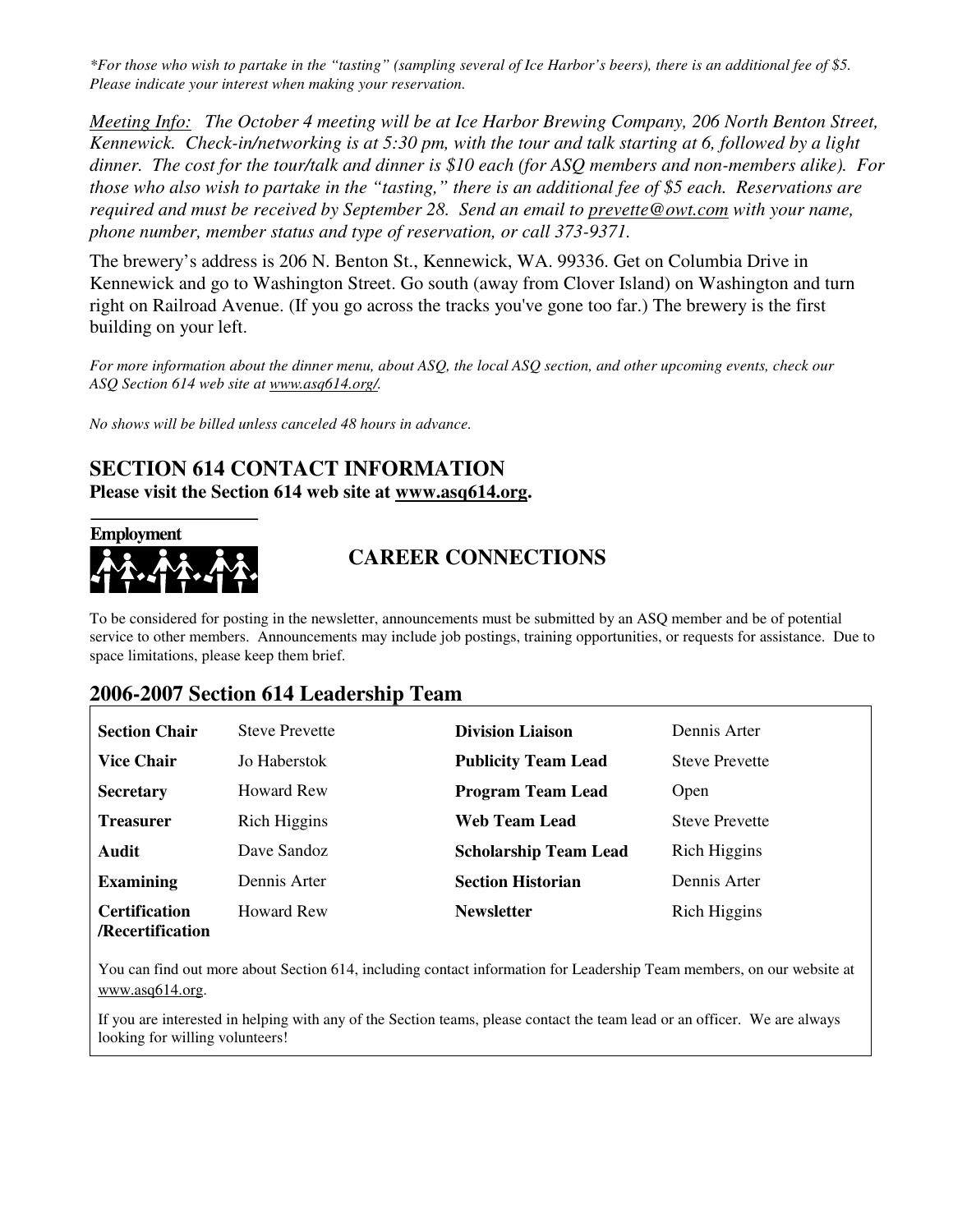*For those who wish to partake in the "tasting" (sampling several of Ice Harbor's beers), there is an additional fee of $5. Please indicate your interest when making your reservation.*

*<u>Meeting Info:</u> The October 4 meeting will be at Ice Harbor Brewing Company, 206 North Benton Street, Kennewick. Check-in/networking is at 5:30 pm, with the tour and talk starting at 6, followed by a light dinner. The cost for the tour/talk and dinner is $10 each (for ASQ members and non-members alike). For those who also wish to partake in the "tasting," there is an additional fee of $5 each. Reservations are required and must be received by September 28. Send an email to <u>prevette@owt.com</u> with your name, phone number, member status and type of reservation, or call 373-9371.*

The brewery's address is 206 N. Benton St., Kennewick, WA. 99336. Get on Columbia Drive in Kennewick and go to Washington Street. Go south (away from Clover Island) on Washington and turn right on Railroad Avenue. (If you go across the tracks you've gone too far.) The brewery is the first building on your left.

*For more information about the dinner menu, about ASQ, the local ASQ section, and other upcoming events, check our ASQ Section 614 web site at <u>www.asq614.org/</u>.*

*No shows will be billed unless canceled 48 hours in advance.*

## SECTION 614 CONTACT INFORMATION

**Please visit the Section 614 web site at <u>www.asq614.org</u>.**

**Employment**

## CAREER CONNECTIONS

To be considered for posting in the newsletter, announcements must be submitted by an ASQ member and be of potential service to other members. Announcements may include job postings, training opportunities, or requests for assistance. Due to space limitations, please keep them brief.

## 2006-2007 Section 614 Leadership Team

| | | | |
|---|---|---|---|
| **Section Chair** | Steve Prevette | **Division Liaison** | Dennis Arter |
| **Vice Chair** | Jo Haberstok | **Publicity Team Lead** | Steve Prevette |
| **Secretary** | Howard Rew | **Program Team Lead** | Open |
| **Treasurer** | Rich Higgins | **Web Team Lead** | Steve Prevette |
| **Audit** | Dave Sandoz | **Scholarship Team Lead** | Rich Higgins |
| **Examining** | Dennis Arter | **Section Historian** | Dennis Arter |
| **Certification /Recertification** | Howard Rew | **Newsletter** | Rich Higgins |

You can find out more about Section 614, including contact information for Leadership Team members, on our website at <u>www.asq614.org</u>.

If you are interested in helping with any of the Section teams, please contact the team lead or an officer. We are always looking for willing volunteers!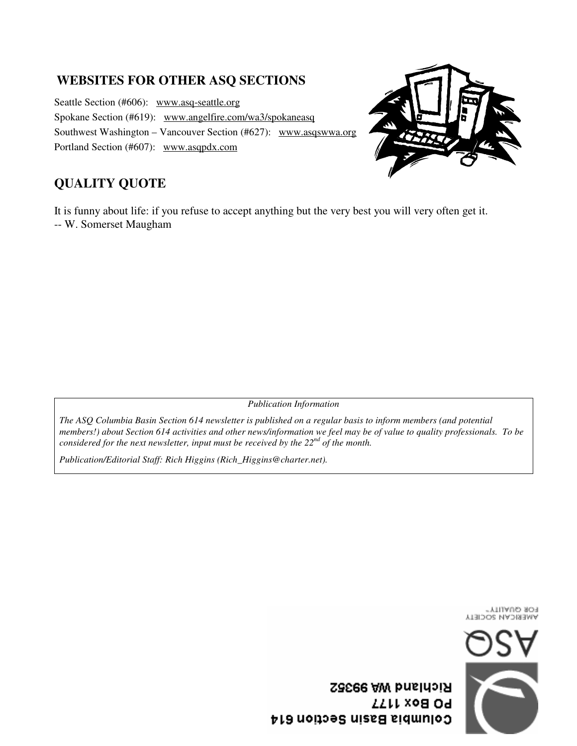## WEBSITES FOR OTHER ASQ SECTIONS

Seattle Section (#606): www.asq-seattle.org
Spokane Section (#619): www.angelfire.com/wa3/spokaneasq
Southwest Washington – Vancouver Section (#627): www.asqswwa.org
Portland Section (#607): www.asqpdx.com

## QUALITY QUOTE

It is funny about life: if you refuse to accept anything but the very best you will very often get it.
-- W. Somerset Maugham

*Publication Information*

*The ASQ Columbia Basin Section 614 newsletter is published on a regular basis to inform members (and potential members!) about Section 614 activities and other news/information we feel may be of value to quality professionals. To be considered for the next newsletter, input must be received by the 22nd of the month.*

*Publication/Editorial Staff: Rich Higgins (Rich_Higgins@charter.net).*

**Columbia Basin Section 614**
**PO Box 1177**
**Richland WA 99352**

ASQ
AMERICAN SOCIETY FOR QUALITY